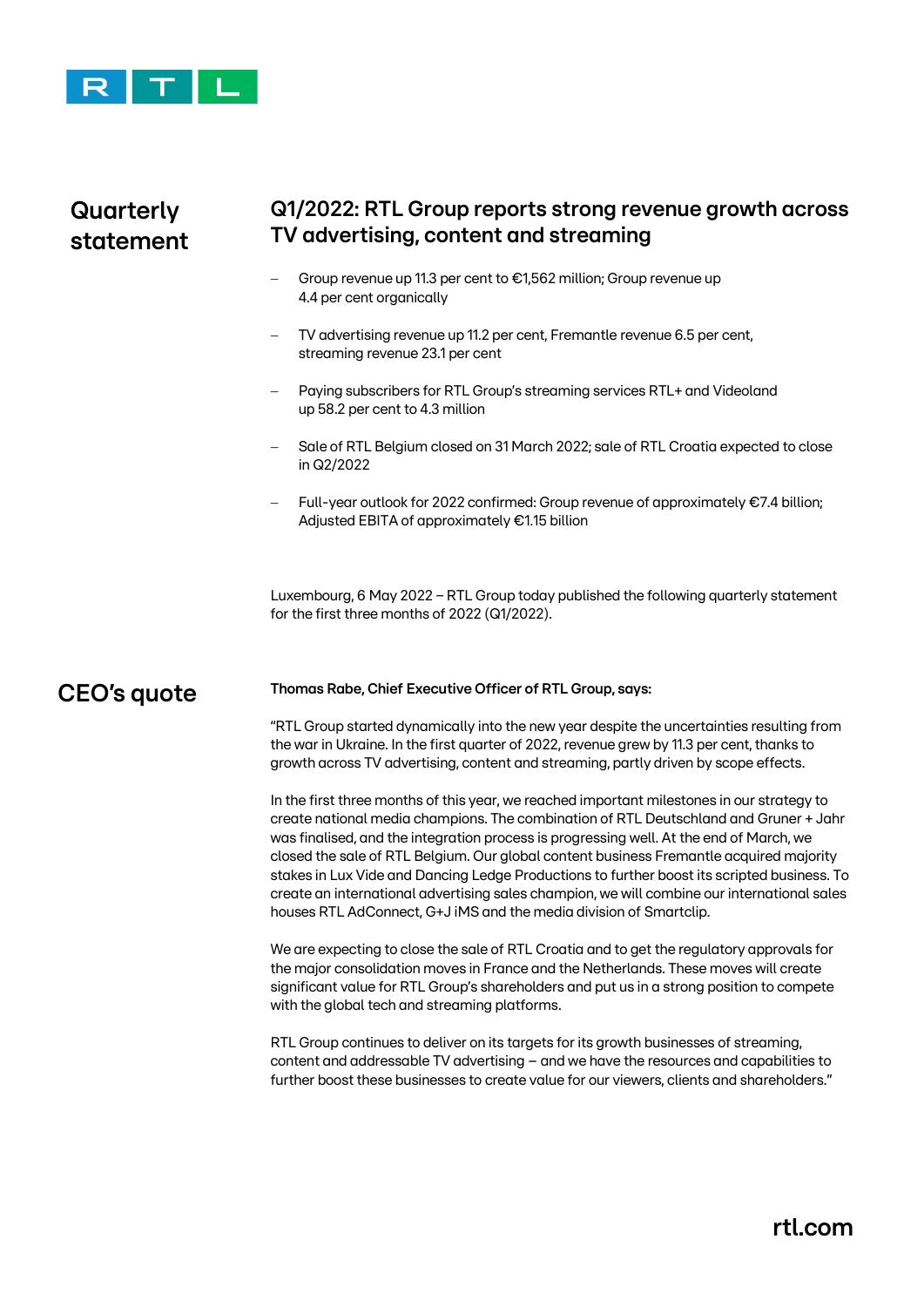## Quarterly statement

# Q1/2022: RTL Group reports strong revenue growth across TV advertising, content and streaming

- Group revenue up 11.3 per cent to €1,562 million; Group revenue up 4.4 per cent organically
- TV advertising revenue up 11.2 per cent, Fremantle revenue 6.5 per cent, streaming revenue 23.1 per cent
- Paying subscribers for RTL Group's streaming services RTL+ and Videoland up 58.2 per cent to 4.3 million
- Sale of RTL Belgium closed on 31 March 2022; sale of RTL Croatia expected to close in Q2/2022
- Full-year outlook for 2022 confirmed: Group revenue of approximately €7.4 billion; Adjusted EBITA of approximately €1.15 billion

Luxembourg, 6 May 2022 – RTL Group today published the following quarterly statement for the first three months of 2022 (Q1/2022).

## CEO's quote

**Thomas Rabe, Chief Executive Officer of RTL Group, says:**

"RTL Group started dynamically into the new year despite the uncertainties resulting from the war in Ukraine. In the first quarter of 2022, revenue grew by 11.3 per cent, thanks to growth across TV advertising, content and streaming, partly driven by scope effects.

In the first three months of this year, we reached important milestones in our strategy to create national media champions. The combination of RTL Deutschland and Gruner + Jahr was finalised, and the integration process is progressing well. At the end of March, we closed the sale of RTL Belgium. Our global content business Fremantle acquired majority stakes in Lux Vide and Dancing Ledge Productions to further boost its scripted business. To create an international advertising sales champion, we will combine our international sales houses RTL AdConnect, G+J iMS and the media division of Smartclip.

We are expecting to close the sale of RTL Croatia and to get the regulatory approvals for the major consolidation moves in France and the Netherlands. These moves will create significant value for RTL Group's shareholders and put us in a strong position to compete with the global tech and streaming platforms.

RTL Group continues to deliver on its targets for its growth businesses of streaming, content and addressable TV advertising – and we have the resources and capabilities to further boost these businesses to create value for our viewers, clients and shareholders."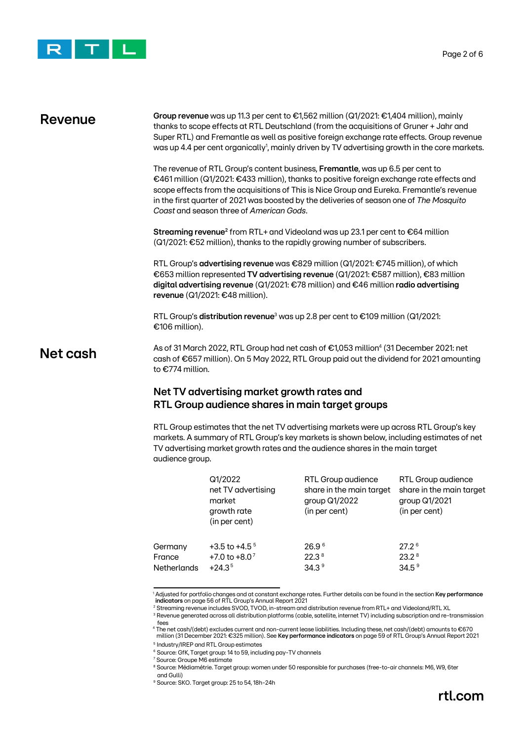## Revenue

**Group revenue** was up 11.3 per cent to €1,562 million (Q1/2021: €1,404 million), mainly thanks to scope effects at RTL Deutschland (from the acquisitions of Gruner + Jahr and Super RTL) and Fremantle as well as positive foreign exchange rate effects. Group revenue was up 4.4 per cent organically[1], mainly driven by TV advertising growth in the core markets.

The revenue of RTL Group's content business, **Fremantle**, was up 6.5 per cent to €461 million (Q1/2021: €433 million), thanks to positive foreign exchange rate effects and scope effects from the acquisitions of This is Nice Group and Eureka. Fremantle's revenue in the first quarter of 2021 was boosted by the deliveries of season one of *The Mosquito Coast* and season three of *American Gods*.

**Streaming revenue**[2] from RTL+ and Videoland was up 23.1 per cent to €64 million (Q1/2021: €52 million), thanks to the rapidly growing number of subscribers.

RTL Group's **advertising revenue** was €829 million (Q1/2021: €745 million), of which €653 million represented **TV advertising revenue** (Q1/2021: €587 million), €83 million **digital advertising revenue** (Q1/2021: €78 million) and €46 million **radio advertising revenue** (Q1/2021: €48 million).

RTL Group's **distribution revenue**[3] was up 2.8 per cent to €109 million (Q1/2021: €106 million).

## Net cash

As of 31 March 2022, RTL Group had net cash of €1,053 million[4] (31 December 2021: net cash of €657 million). On 5 May 2022, RTL Group paid out the dividend for 2021 amounting to €774 million.

### Net TV advertising market growth rates and RTL Group audience shares in main target groups

RTL Group estimates that the net TV advertising markets were up across RTL Group's key markets. A summary of RTL Group's key markets is shown below, including estimates of net TV advertising market growth rates and the audience shares in the main target audience group.

| | Q1/2022 net TV advertising market growth rate (in per cent) | RTL Group audience share in the main target group Q1/2022 (in per cent) | RTL Group audience share in the main target group Q1/2021 (in per cent) |
|---|---|---|---|
| Germany | +3.5 to +4.5 [5] | 26.9 [6] | 27.2 [6] |
| France | +7.0 to +8.0 [7] | 22.3 [8] | 23.2 [8] |
| Netherlands | +24.3 [5] | 34.3 [9] | 34.5 [9] |

[1] Adjusted for portfolio changes and at constant exchange rates. Further details can be found in the section **Key performance indicators** on page 56 of RTL Group's Annual Report 2021

[2] Streaming revenue includes SVOD, TVOD, in-stream and distribution revenue from RTL+ and Videoland/RTL XL

[3] Revenue generated across all distribution platforms (cable, satellite, internet TV) including subscription and re-transmission fees

[4] The net cash/(debt) excludes current and non-current lease liabilities. Including these, net cash/(debt) amounts to €670 million (31 December 2021: €325 million). See **Key performance indicators** on page 59 of RTL Group's Annual Report 2021

[5] Industry/IREP and RTL Group estimates

[6] Source: GfK, Target group: 14 to 59, including pay-TV channels

[7] Source: Groupe M6 estimate

[8] Source: Médiamétrie. Target group: women under 50 responsible for purchases (free-to-air channels: M6, W9, 6ter and Gulli)

[9] Source: SKO. Target group: 25 to 54, 18h-24h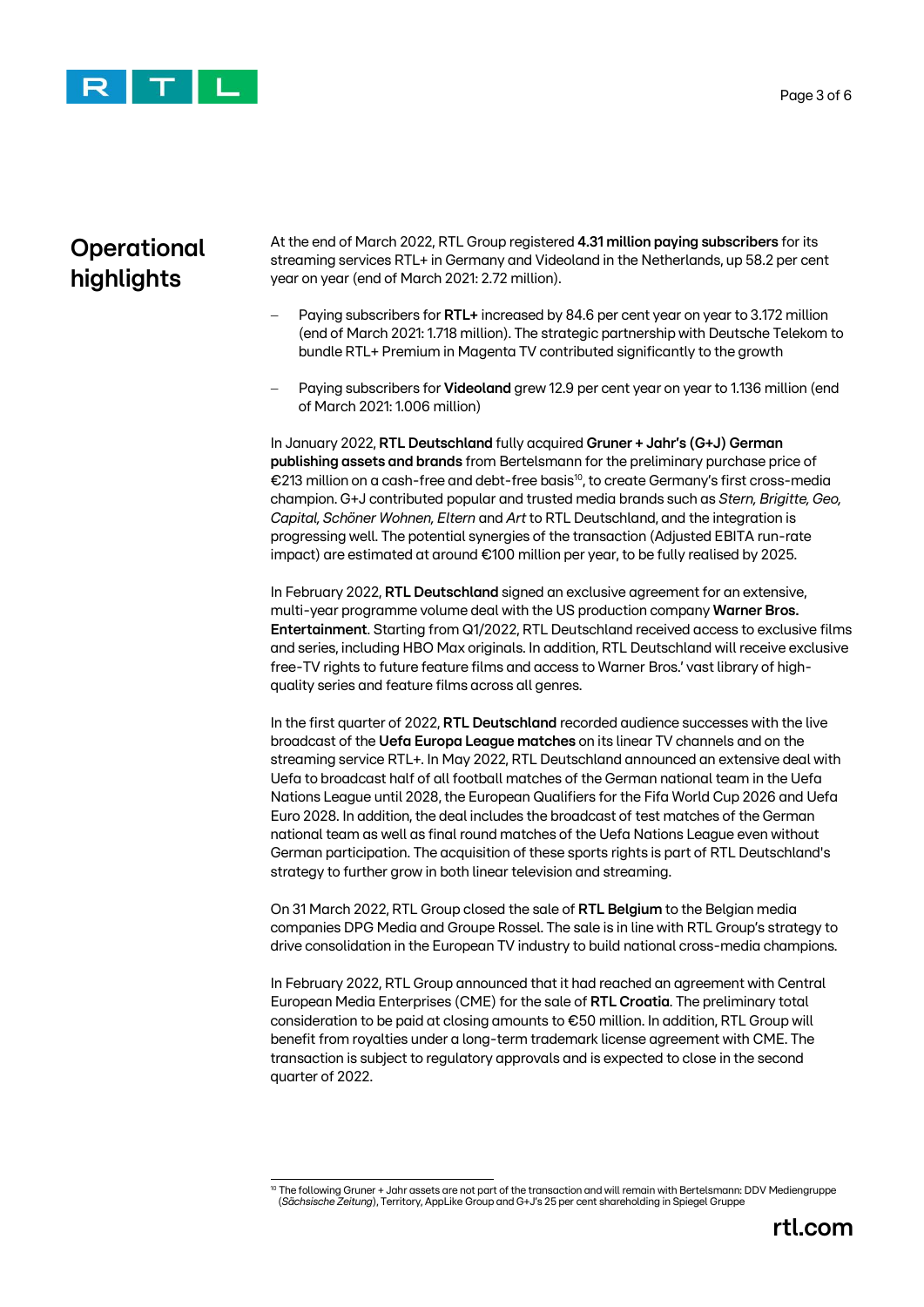## Operational highlights

At the end of March 2022, RTL Group registered **4.31 million paying subscribers** for its streaming services RTL+ in Germany and Videoland in the Netherlands, up 58.2 per cent year on year (end of March 2021: 2.72 million).

- Paying subscribers for **RTL+** increased by 84.6 per cent year on year to 3.172 million (end of March 2021: 1.718 million). The strategic partnership with Deutsche Telekom to bundle RTL+ Premium in Magenta TV contributed significantly to the growth
- Paying subscribers for **Videoland** grew 12.9 per cent year on year to 1.136 million (end of March 2021: 1.006 million)

In January 2022, **RTL Deutschland** fully acquired **Gruner + Jahr's (G+J) German publishing assets and brands** from Bertelsmann for the preliminary purchase price of €213 million on a cash-free and debt-free basis[10], to create Germany's first cross-media champion. G+J contributed popular and trusted media brands such as *Stern, Brigitte, Geo, Capital, Schöner Wohnen, Eltern* and *Art* to RTL Deutschland, and the integration is progressing well. The potential synergies of the transaction (Adjusted EBITA run-rate impact) are estimated at around €100 million per year, to be fully realised by 2025.

In February 2022, **RTL Deutschland** signed an exclusive agreement for an extensive, multi-year programme volume deal with the US production company **Warner Bros. Entertainment**. Starting from Q1/2022, RTL Deutschland received access to exclusive films and series, including HBO Max originals. In addition, RTL Deutschland will receive exclusive free-TV rights to future feature films and access to Warner Bros.' vast library of high-quality series and feature films across all genres.

In the first quarter of 2022, **RTL Deutschland** recorded audience successes with the live broadcast of the **Uefa Europa League matches** on its linear TV channels and on the streaming service RTL+. In May 2022, RTL Deutschland announced an extensive deal with Uefa to broadcast half of all football matches of the German national team in the Uefa Nations League until 2028, the European Qualifiers for the Fifa World Cup 2026 and Uefa Euro 2028. In addition, the deal includes the broadcast of test matches of the German national team as well as final round matches of the Uefa Nations League even without German participation. The acquisition of these sports rights is part of RTL Deutschland's strategy to further grow in both linear television and streaming.

On 31 March 2022, RTL Group closed the sale of **RTL Belgium** to the Belgian media companies DPG Media and Groupe Rossel. The sale is in line with RTL Group's strategy to drive consolidation in the European TV industry to build national cross-media champions.

In February 2022, RTL Group announced that it had reached an agreement with Central European Media Enterprises (CME) for the sale of **RTL Croatia**. The preliminary total consideration to be paid at closing amounts to €50 million. In addition, RTL Group will benefit from royalties under a long-term trademark license agreement with CME. The transaction is subject to regulatory approvals and is expected to close in the second quarter of 2022.

[10] The following Gruner + Jahr assets are not part of the transaction and will remain with Bertelsmann: DDV Mediengruppe (*Sächsische Zeitung*), Territory, AppLike Group and G+J's 25 per cent shareholding in Spiegel Gruppe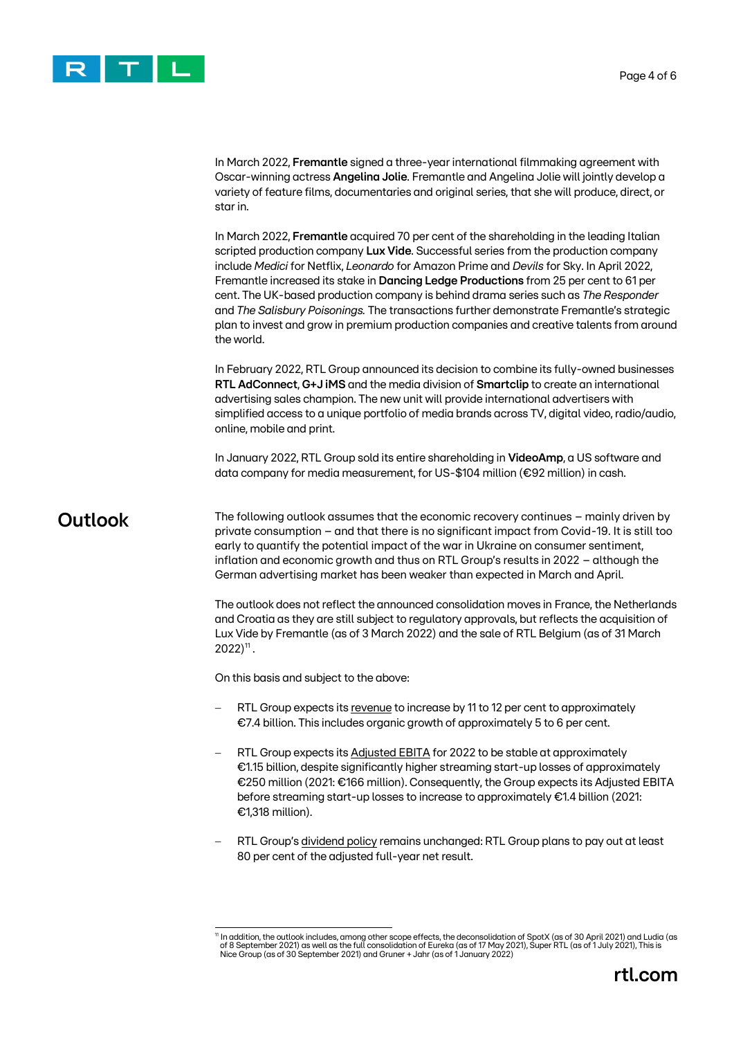In March 2022, **Fremantle** signed a three-year international filmmaking agreement with Oscar-winning actress **Angelina Jolie**. Fremantle and Angelina Jolie will jointly develop a variety of feature films, documentaries and original series, that she will produce, direct, or star in.

In March 2022, **Fremantle** acquired 70 per cent of the shareholding in the leading Italian scripted production company **Lux Vide**. Successful series from the production company include *Medici* for Netflix, *Leonardo* for Amazon Prime and *Devils* for Sky. In April 2022, Fremantle increased its stake in **Dancing Ledge Productions** from 25 per cent to 61 per cent. The UK-based production company is behind drama series such as *The Responder* and *The Salisbury Poisonings.* The transactions further demonstrate Fremantle's strategic plan to invest and grow in premium production companies and creative talents from around the world.

In February 2022, RTL Group announced its decision to combine its fully-owned businesses **RTL AdConnect**, **G+J iMS** and the media division of **Smartclip** to create an international advertising sales champion. The new unit will provide international advertisers with simplified access to a unique portfolio of media brands across TV, digital video, radio/audio, online, mobile and print.

In January 2022, RTL Group sold its entire shareholding in **VideoAmp**, a US software and data company for media measurement, for US-$104 million (€92 million) in cash.

## Outlook

The following outlook assumes that the economic recovery continues – mainly driven by private consumption – and that there is no significant impact from Covid-19. It is still too early to quantify the potential impact of the war in Ukraine on consumer sentiment, inflation and economic growth and thus on RTL Group's results in 2022 – although the German advertising market has been weaker than expected in March and April.

The outlook does not reflect the announced consolidation moves in France, the Netherlands and Croatia as they are still subject to regulatory approvals, but reflects the acquisition of Lux Vide by Fremantle (as of 3 March 2022) and the sale of RTL Belgium (as of 31 March 2022)[11].

On this basis and subject to the above:

- RTL Group expects its revenue to increase by 11 to 12 per cent to approximately €7.4 billion. This includes organic growth of approximately 5 to 6 per cent.
- RTL Group expects its Adjusted EBITA for 2022 to be stable at approximately €1.15 billion, despite significantly higher streaming start-up losses of approximately €250 million (2021: €166 million). Consequently, the Group expects its Adjusted EBITA before streaming start-up losses to increase to approximately €1.4 billion (2021: €1,318 million).
- RTL Group's dividend policy remains unchanged: RTL Group plans to pay out at least 80 per cent of the adjusted full-year net result.

[11] In addition, the outlook includes, among other scope effects, the deconsolidation of SpotX (as of 30 April 2021) and Ludia (as of 8 September 2021) as well as the full consolidation of Eureka (as of 17 May 2021), Super RTL (as of 1 July 2021), This is Nice Group (as of 30 September 2021) and Gruner + Jahr (as of 1 January 2022)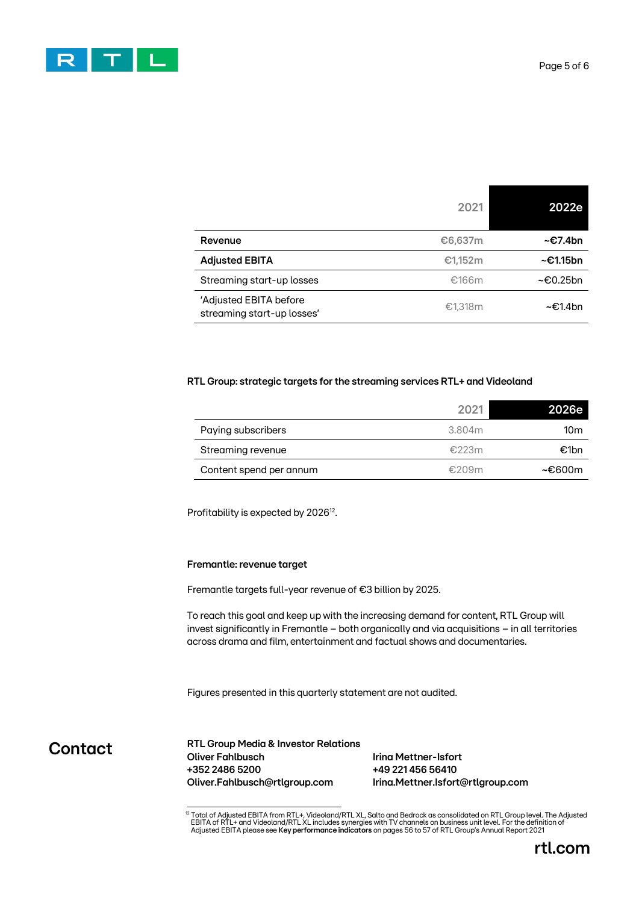| | 2021 | 2022e |
|---|---|---|
| **Revenue** | €6,637m | **~€7.4bn** |
| **Adjusted EBITA** | €1,152m | **~€1.15bn** |
| Streaming start-up losses | €166m | ~€0.25bn |
| 'Adjusted EBITA before streaming start-up losses' | €1,318m | ~€1.4bn |

**RTL Group: strategic targets for the streaming services RTL+ and Videoland**

| | 2021 | 2026e |
|---|---|---|
| Paying subscribers | 3.804m | 10m |
| Streaming revenue | €223m | €1bn |
| Content spend per annum | €209m | ~€600m |

Profitability is expected by 2026[12].

**Fremantle: revenue target**

Fremantle targets full-year revenue of €3 billion by 2025.

To reach this goal and keep up with the increasing demand for content, RTL Group will invest significantly in Fremantle – both organically and via acquisitions – in all territories across drama and film, entertainment and factual shows and documentaries.

Figures presented in this quarterly statement are not audited.

## Contact

**RTL Group Media & Investor Relations**

**Oliver Fahlbusch**
**+352 2486 5200**
**Oliver.Fahlbusch@rtlgroup.com**

**Irina Mettner-Isfort**
**+49 221 456 56410**
**Irina.Mettner.Isfort@rtlgroup.com**

[12] Total of Adjusted EBITA from RTL+, Videoland/RTL XL, Salto and Bedrock as consolidated on RTL Group level. The Adjusted EBITA of RTL+ and Videoland/RTL XL includes synergies with TV channels on business unit level. For the definition of Adjusted EBITA please see **Key performance indicators** on pages 56 to 57 of RTL Group's Annual Report 2021

rtl.com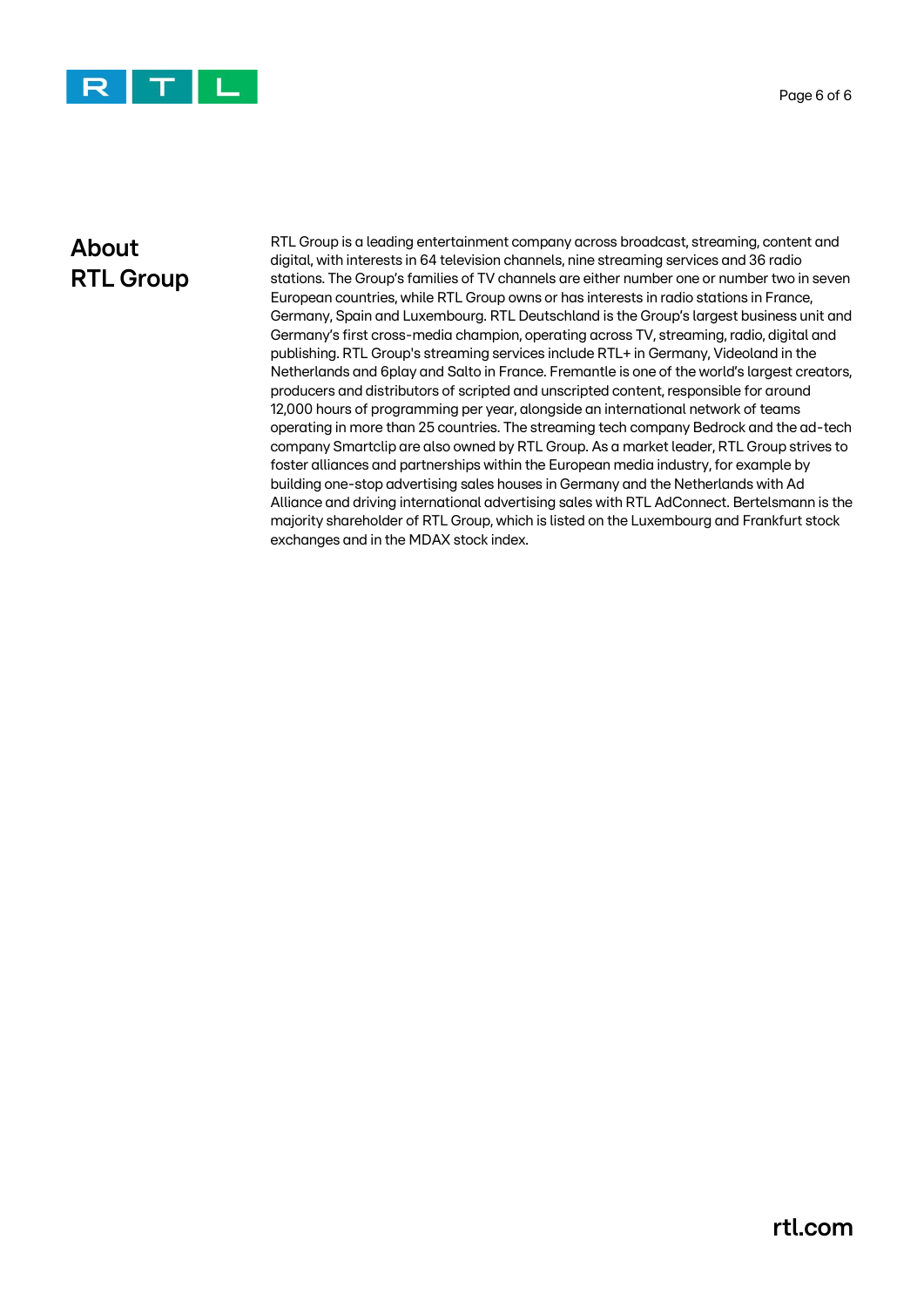## About RTL Group

RTL Group is a leading entertainment company across broadcast, streaming, content and digital, with interests in 64 television channels, nine streaming services and 36 radio stations. The Group's families of TV channels are either number one or number two in seven European countries, while RTL Group owns or has interests in radio stations in France, Germany, Spain and Luxembourg. RTL Deutschland is the Group's largest business unit and Germany's first cross-media champion, operating across TV, streaming, radio, digital and publishing. RTL Group's streaming services include RTL+ in Germany, Videoland in the Netherlands and 6play and Salto in France. Fremantle is one of the world's largest creators, producers and distributors of scripted and unscripted content, responsible for around 12,000 hours of programming per year, alongside an international network of teams operating in more than 25 countries. The streaming tech company Bedrock and the ad-tech company Smartclip are also owned by RTL Group. As a market leader, RTL Group strives to foster alliances and partnerships within the European media industry, for example by building one-stop advertising sales houses in Germany and the Netherlands with Ad Alliance and driving international advertising sales with RTL AdConnect. Bertelsmann is the majority shareholder of RTL Group, which is listed on the Luxembourg and Frankfurt stock exchanges and in the MDAX stock index.

rtl.com